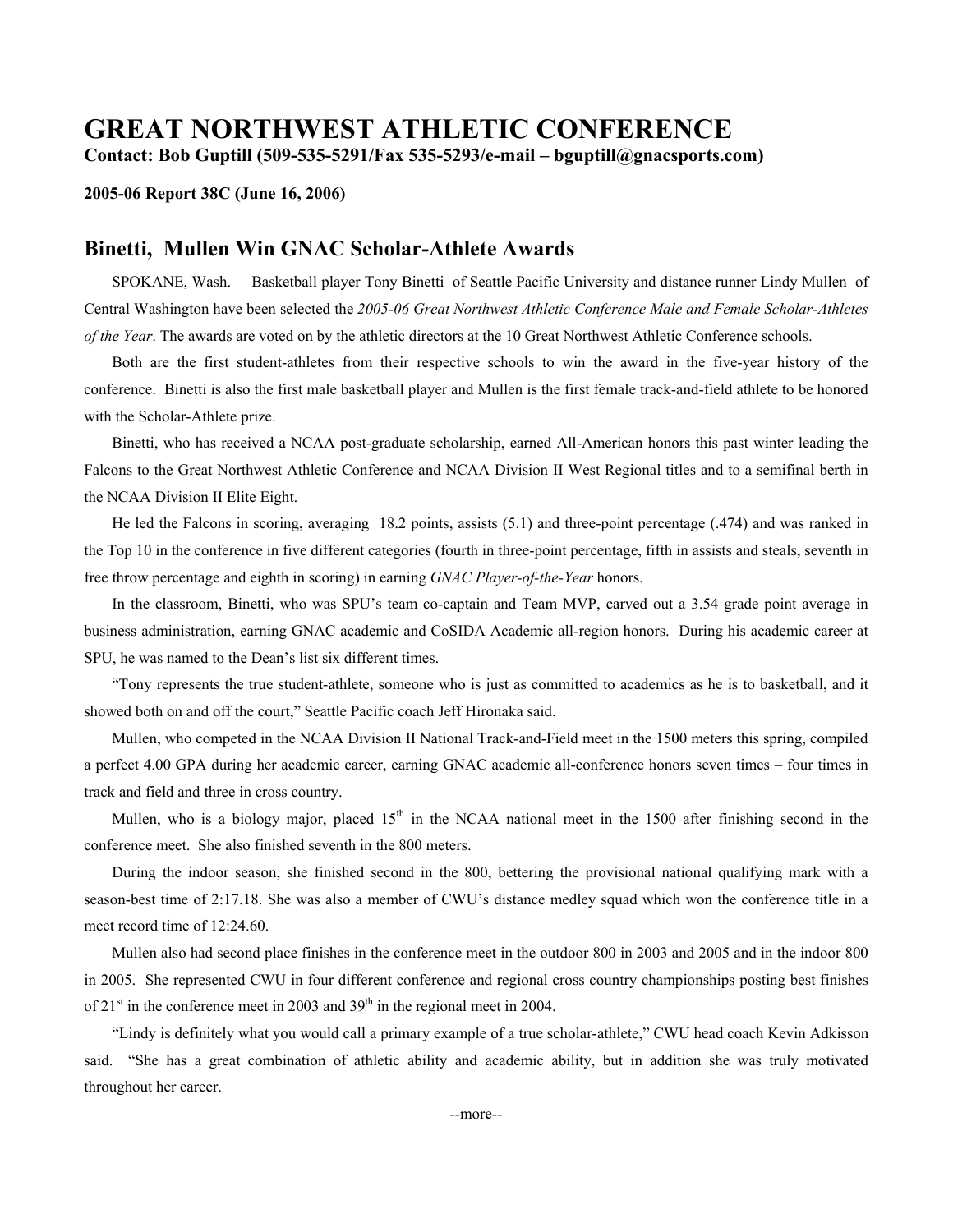# GREAT NORTHWEST ATHLETIC CONFERENCE

**Contact: Bob Guptill (509-535-5291/Fax 535-5293/e-mail – bguptill@gnacsports.com)**

**2005-06 Report 38C (June 16, 2006)**

## Binetti, Mullen Win GNAC Scholar-Athlete Awards

SPOKANE, Wash. – Basketball player Tony Binetti of Seattle Pacific University and distance runner Lindy Mullen of Central Washington have been selected the *2005-06 Great Northwest Athletic Conference Male and Female Scholar-Athletes of the Year*. The awards are voted on by the athletic directors at the 10 Great Northwest Athletic Conference schools.

Both are the first student-athletes from their respective schools to win the award in the five-year history of the conference. Binetti is also the first male basketball player and Mullen is the first female track-and-field athlete to be honored with the Scholar-Athlete prize.

Binetti, who has received a NCAA post-graduate scholarship, earned All-American honors this past winter leading the Falcons to the Great Northwest Athletic Conference and NCAA Division II West Regional titles and to a semifinal berth in the NCAA Division II Elite Eight.

He led the Falcons in scoring, averaging 18.2 points, assists (5.1) and three-point percentage (.474) and was ranked in the Top 10 in the conference in five different categories (fourth in three-point percentage, fifth in assists and steals, seventh in free throw percentage and eighth in scoring) in earning *GNAC Player-of-the-Year* honors.

In the classroom, Binetti, who was SPU's team co-captain and Team MVP, carved out a 3.54 grade point average in business administration, earning GNAC academic and CoSIDA Academic all-region honors. During his academic career at SPU, he was named to the Dean's list six different times.

"Tony represents the true student-athlete, someone who is just as committed to academics as he is to basketball, and it showed both on and off the court," Seattle Pacific coach Jeff Hironaka said.

Mullen, who competed in the NCAA Division II National Track-and-Field meet in the 1500 meters this spring, compiled a perfect 4.00 GPA during her academic career, earning GNAC academic all-conference honors seven times – four times in track and field and three in cross country.

Mullen, who is a biology major, placed 15th in the NCAA national meet in the 1500 after finishing second in the conference meet. She also finished seventh in the 800 meters.

During the indoor season, she finished second in the 800, bettering the provisional national qualifying mark with a season-best time of 2:17.18. She was also a member of CWU's distance medley squad which won the conference title in a meet record time of 12:24.60.

Mullen also had second place finishes in the conference meet in the outdoor 800 in 2003 and 2005 and in the indoor 800 in 2005. She represented CWU in four different conference and regional cross country championships posting best finishes of 21st in the conference meet in 2003 and 39th in the regional meet in 2004.

"Lindy is definitely what you would call a primary example of a true scholar-athlete," CWU head coach Kevin Adkisson said. "She has a great combination of athletic ability and academic ability, but in addition she was truly motivated throughout her career.

--more--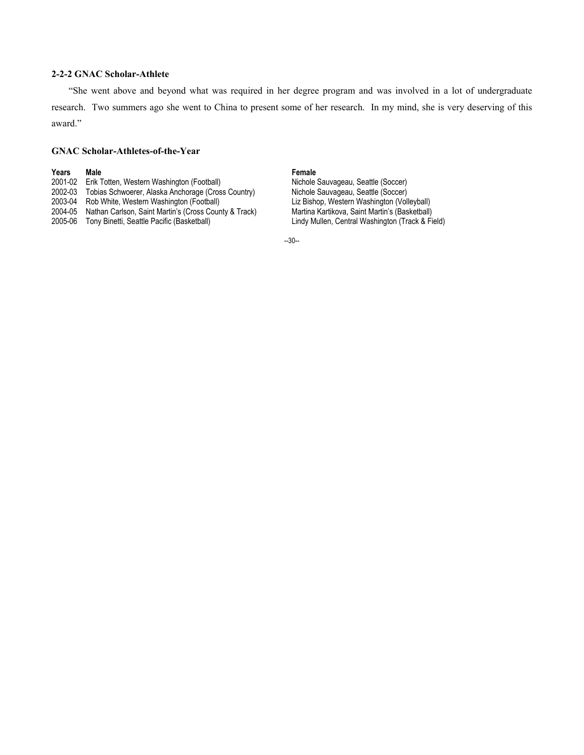### 2-2-2 GNAC Scholar-Athlete

"She went above and beyond what was required in her degree program and was involved in a lot of undergraduate research. Two summers ago she went to China to present some of her research. In my mind, she is very deserving of this award."

### GNAC Scholar-Athletes-of-the-Year

| Years | Male | Female |
|---|---|---|
| 2001-02 | Erik Totten, Western Washington (Football) | Nichole Sauvageau, Seattle (Soccer) |
| 2002-03 | Tobias Schwoerer, Alaska Anchorage (Cross Country) | Nichole Sauvageau, Seattle (Soccer) |
| 2003-04 | Rob White, Western Washington (Football) | Liz Bishop, Western Washington (Volleyball) |
| 2004-05 | Nathan Carlson, Saint Martin's (Cross County & Track) | Martina Kartikova, Saint Martin's (Basketball) |
| 2005-06 | Tony Binetti, Seattle Pacific (Basketball) | Lindy Mullen, Central Washington (Track & Field) |